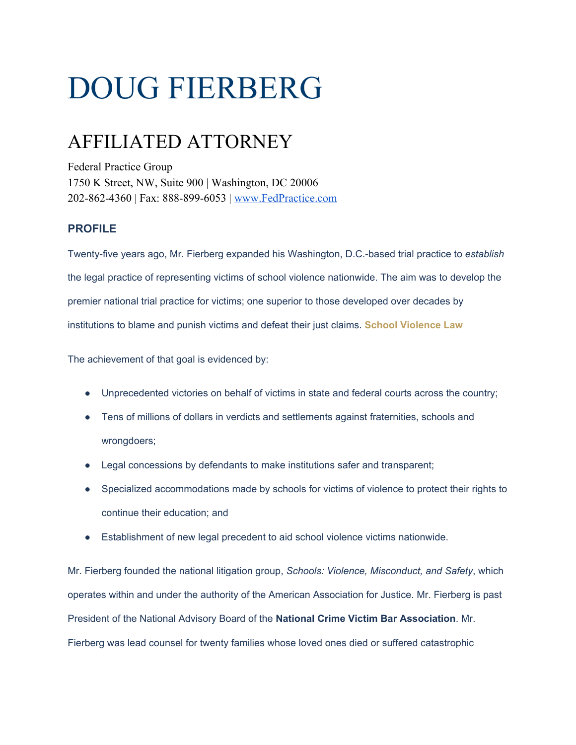# DOUG FIERBERG

## AFFILIATED ATTORNEY

Federal Practice Group
1750 K Street, NW, Suite 900 | Washington, DC 20006
202-862-4360 | Fax: 888-899-6053 | www.FedPractice.com

### PROFILE

Twenty-five years ago, Mr. Fierberg expanded his Washington, D.C.-based trial practice to *establish* the legal practice of representing victims of school violence nationwide. The aim was to develop the premier national trial practice for victims; one superior to those developed over decades by institutions to blame and punish victims and defeat their just claims. **School Violence Law**

The achievement of that goal is evidenced by:

- Unprecedented victories on behalf of victims in state and federal courts across the country;
- Tens of millions of dollars in verdicts and settlements against fraternities, schools and wrongdoers;
- Legal concessions by defendants to make institutions safer and transparent;
- Specialized accommodations made by schools for victims of violence to protect their rights to continue their education; and
- Establishment of new legal precedent to aid school violence victims nationwide.

Mr. Fierberg founded the national litigation group, *Schools: Violence, Misconduct, and Safety*, which operates within and under the authority of the American Association for Justice. Mr. Fierberg is past President of the National Advisory Board of the **National Crime Victim Bar Association**. Mr. Fierberg was lead counsel for twenty families whose loved ones died or suffered catastrophic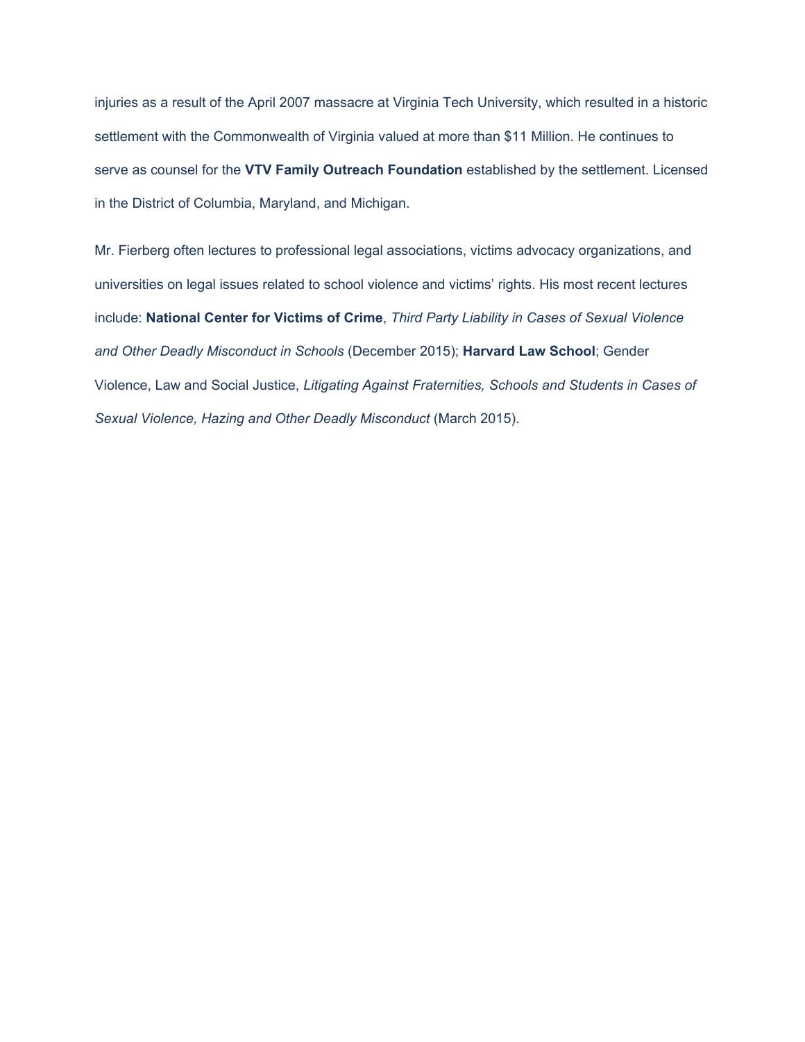injuries as a result of the April 2007 massacre at Virginia Tech University, which resulted in a historic settlement with the Commonwealth of Virginia valued at more than $11 Million. He continues to serve as counsel for the **VTV Family Outreach Foundation** established by the settlement. Licensed in the District of Columbia, Maryland, and Michigan.

Mr. Fierberg often lectures to professional legal associations, victims advocacy organizations, and universities on legal issues related to school violence and victims' rights. His most recent lectures include: **National Center for Victims of Crime**, *Third Party Liability in Cases of Sexual Violence and Other Deadly Misconduct in Schools* (December 2015); **Harvard Law School**; Gender Violence, Law and Social Justice, *Litigating Against Fraternities, Schools and Students in Cases of Sexual Violence, Hazing and Other Deadly Misconduct* (March 2015).